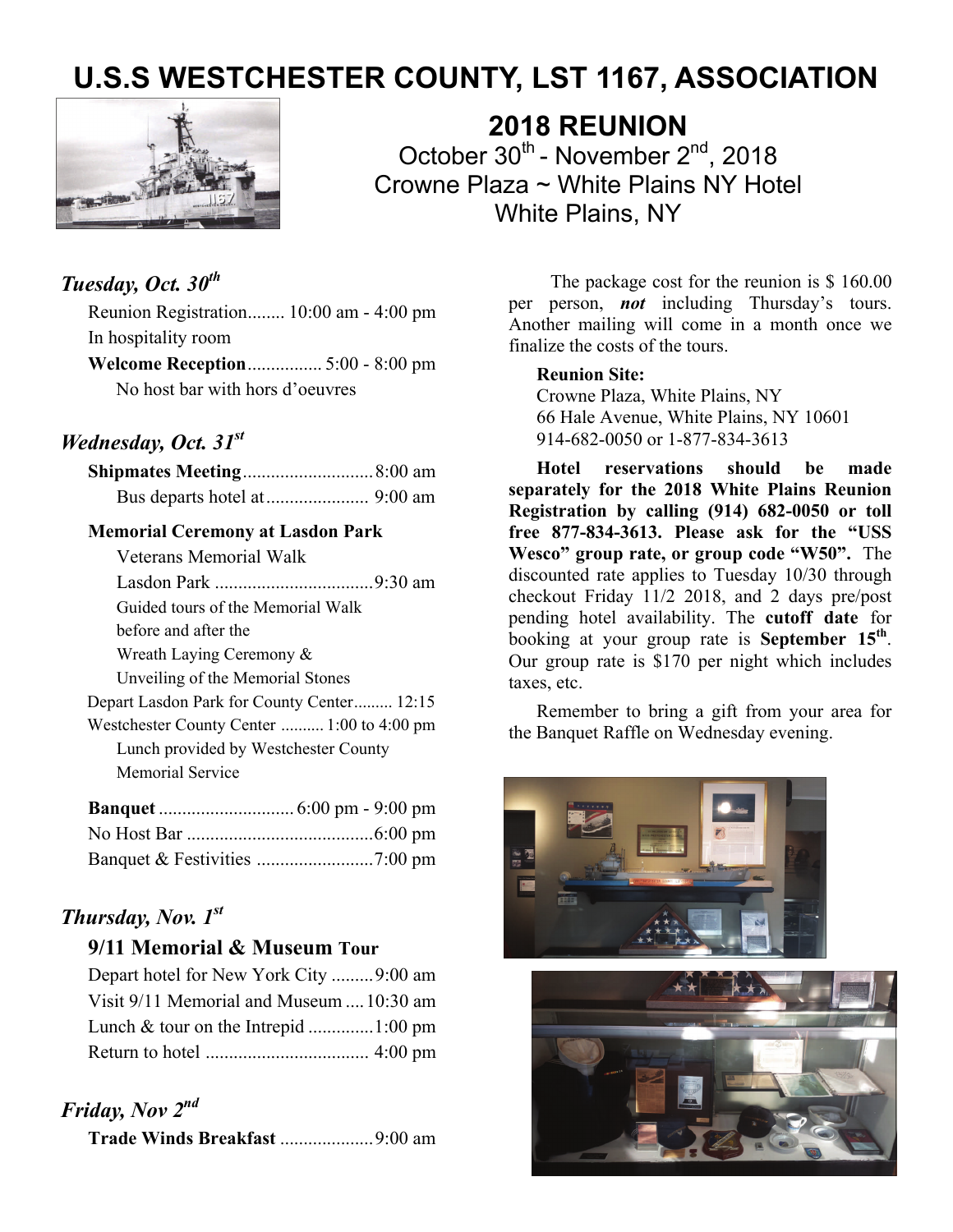# U.S.S WESTCHESTER COUNTY, LST 1167, ASSOCIATION

## 2018 REUNION

October 30th - November 2nd, 2018
Crowne Plaza ~ White Plains NY Hotel
White Plains, NY

### *Tuesday, Oct. 30th*

Reunion Registration........ 10:00 am - 4:00 pm
In hospitality room

**Welcome Reception**................ 5:00 - 8:00 pm
No host bar with hors d'oeuvres

### *Wednesday, Oct. 31st*

**Shipmates Meeting**............................8:00 am
Bus departs hotel at...................... 9:00 am

**Memorial Ceremony at Lasdon Park**
Veterans Memorial Walk
Lasdon Park ..................................9:30 am
Guided tours of the Memorial Walk before and after the Wreath Laying Ceremony & Unveiling of the Memorial Stones

Depart Lasdon Park for County Center......... 12:15
Westchester County Center .......... 1:00 to 4:00 pm
Lunch provided by Westchester County
Memorial Service

**Banquet** ............................ 6:00 pm - 9:00 pm
No Host Bar ........................................6:00 pm
Banquet & Festivities .........................7:00 pm

### *Thursday, Nov. 1st*

**9/11 Memorial & Museum Tour**

Depart hotel for New York City .........9:00 am
Visit 9/11 Memorial and Museum ....10:30 am
Lunch & tour on the Intrepid ..............1:00 pm
Return to hotel .................................. 4:00 pm

### *Friday, Nov 2nd*

**Trade Winds Breakfast** ....................9:00 am

The package cost for the reunion is $ 160.00 per person, ***not*** including Thursday's tours. Another mailing will come in a month once we finalize the costs of the tours.

**Reunion Site:**
Crowne Plaza, White Plains, NY
66 Hale Avenue, White Plains, NY 10601
914-682-0050 or 1-877-834-3613

**Hotel reservations should be made separately for the 2018 White Plains Reunion Registration by calling (914) 682-0050 or toll free 877-834-3613. Please ask for the "USS Wesco" group rate, or group code "W50".** The discounted rate applies to Tuesday 10/30 through checkout Friday 11/2 2018, and 2 days pre/post pending hotel availability. The **cutoff date** for booking at your group rate is **September 15th**. Our group rate is $170 per night which includes taxes, etc.

Remember to bring a gift from your area for the Banquet Raffle on Wednesday evening.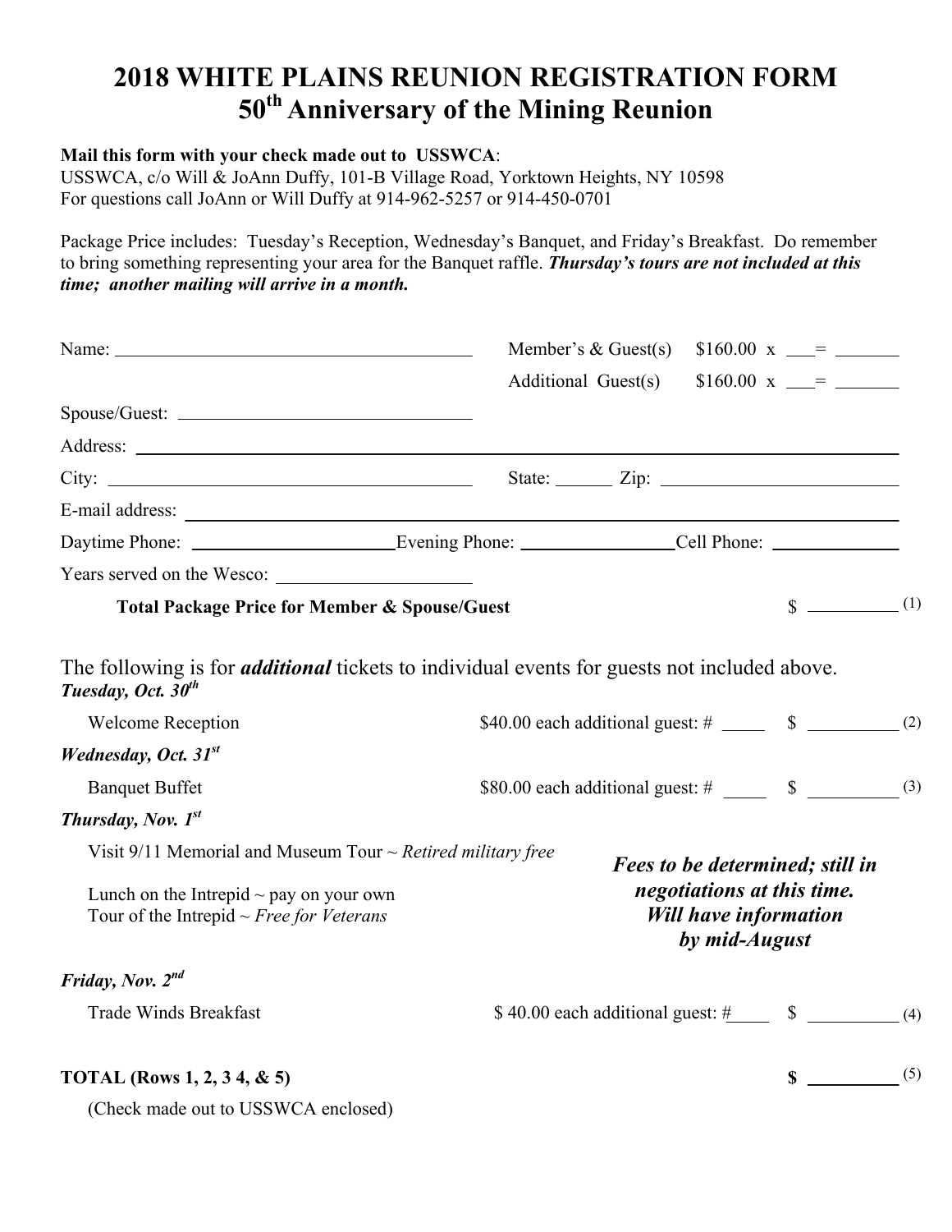# 2018 WHITE PLAINS REUNION REGISTRATION FORM
# 50th Anniversary of the Mining Reunion

**Mail this form with your check made out to USSWCA**:
USSWCA, c/o Will & JoAnn Duffy, 101-B Village Road, Yorktown Heights, NY 10598
For questions call JoAnn or Will Duffy at 914-962-5257 or 914-450-0701

Package Price includes: Tuesday's Reception, Wednesday's Banquet, and Friday's Breakfast. Do remember to bring something representing your area for the Banquet raffle. ***Thursday's tours are not included at this time; another mailing will arrive in a month.***

Name: ______________________  Member's & Guest(s) $160.00 x ___= _______

Additional Guest(s) $160.00 x ___= _______

Spouse/Guest: ______________________

Address: ______________________

City: ______________________ State: ______ Zip: ______________________

E-mail address: ______________________

Daytime Phone: ______________ Evening Phone: ______________ Cell Phone: ______________

Years served on the Wesco: ______________

**Total Package Price for Member & Spouse/Guest** $ __________ (1)

The following is for ***additional*** tickets to individual events for guests not included above.

***Tuesday, Oct. 30th***

Welcome Reception $40.00 each additional guest: # _____ $ __________ (2)

***Wednesday, Oct. 31st***

Banquet Buffet $80.00 each additional guest: # _____ $ __________ (3)

***Thursday, Nov. 1st***

Visit 9/11 Memorial and Museum Tour ~ *Retired military free*

Lunch on the Intrepid ~ pay on your own
Tour of the Intrepid ~ *Free for Veterans*

***Fees to be determined; still in negotiations at this time. Will have information by mid-August***

***Friday, Nov. 2nd***

Trade Winds Breakfast $ 40.00 each additional guest: #_____ $ __________ (4)

**TOTAL (Rows 1, 2, 3 4, & 5)** **$** __________ (5)

(Check made out to USSWCA enclosed)